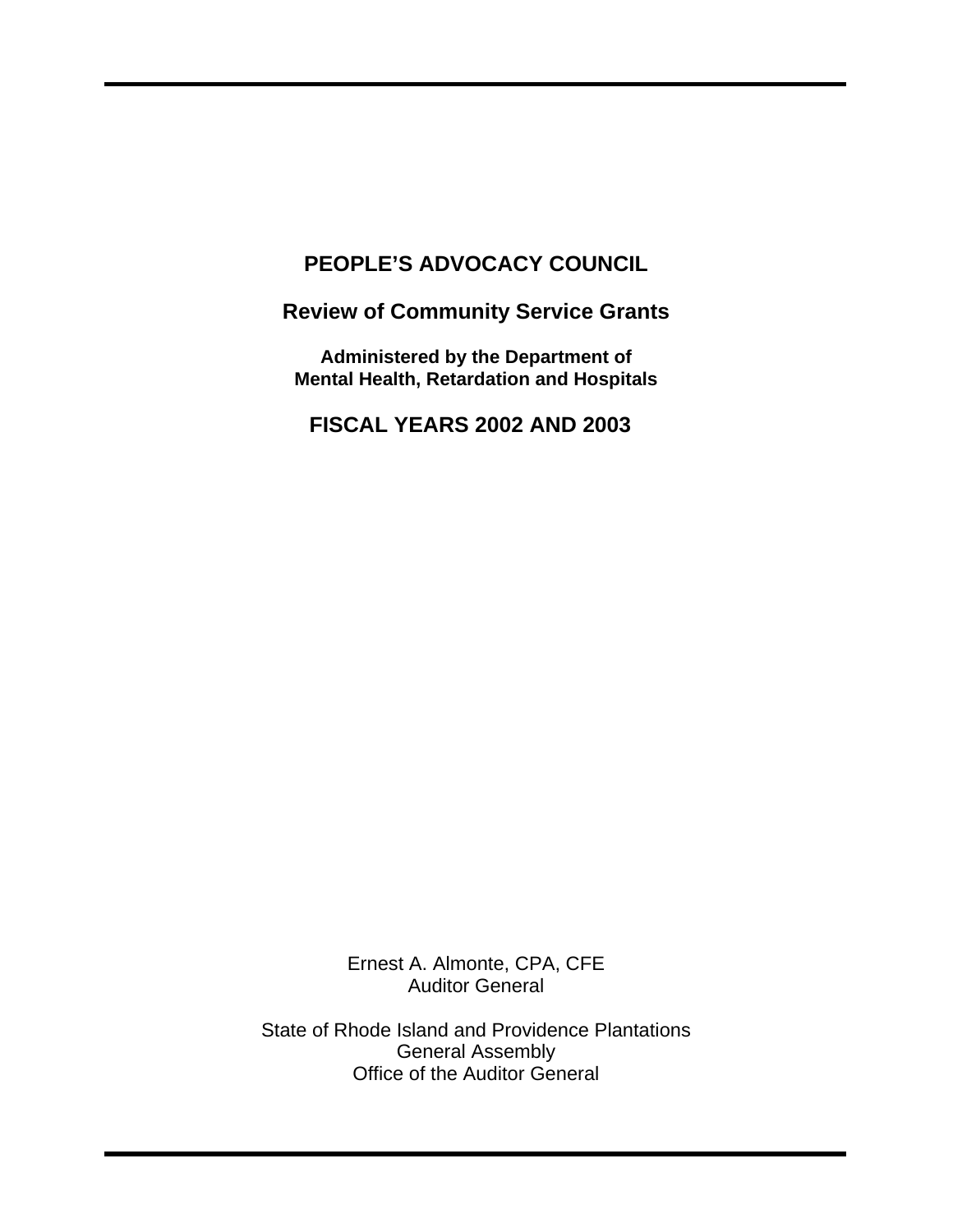# PEOPLE'S ADVOCACY COUNCIL

## Review of Community Service Grants

**Administered by the Department of Mental Health, Retardation and Hospitals**

## FISCAL YEARS 2002 AND 2003

Ernest A. Almonte, CPA, CFE
Auditor General

State of Rhode Island and Providence Plantations
General Assembly
Office of the Auditor General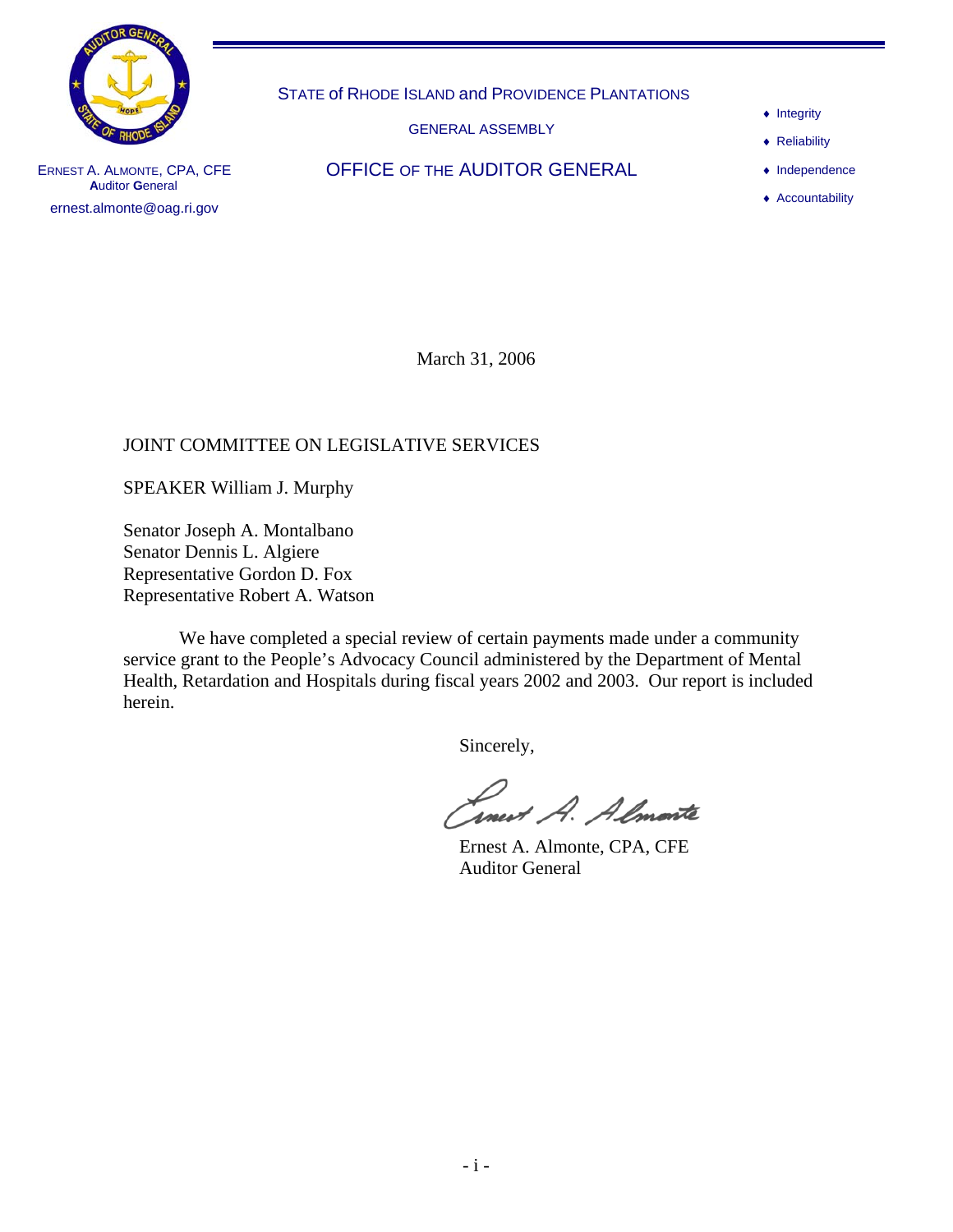STATE of RHODE ISLAND and PROVIDENCE PLANTATIONS

GENERAL ASSEMBLY

OFFICE OF THE AUDITOR GENERAL

ERNEST A. ALMONTE, CPA, CFE
**A**uditor **G**eneral
ernest.almonte@oag.ri.gov

- Integrity
- Reliability
- Independence
- Accountability

March 31, 2006

JOINT COMMITTEE ON LEGISLATIVE SERVICES

SPEAKER William J. Murphy

Senator Joseph A. Montalbano
Senator Dennis L. Algiere
Representative Gordon D. Fox
Representative Robert A. Watson

We have completed a special review of certain payments made under a community service grant to the People's Advocacy Council administered by the Department of Mental Health, Retardation and Hospitals during fiscal years 2002 and 2003. Our report is included herein.

Sincerely,

Ernest A. Almonte, CPA, CFE
Auditor General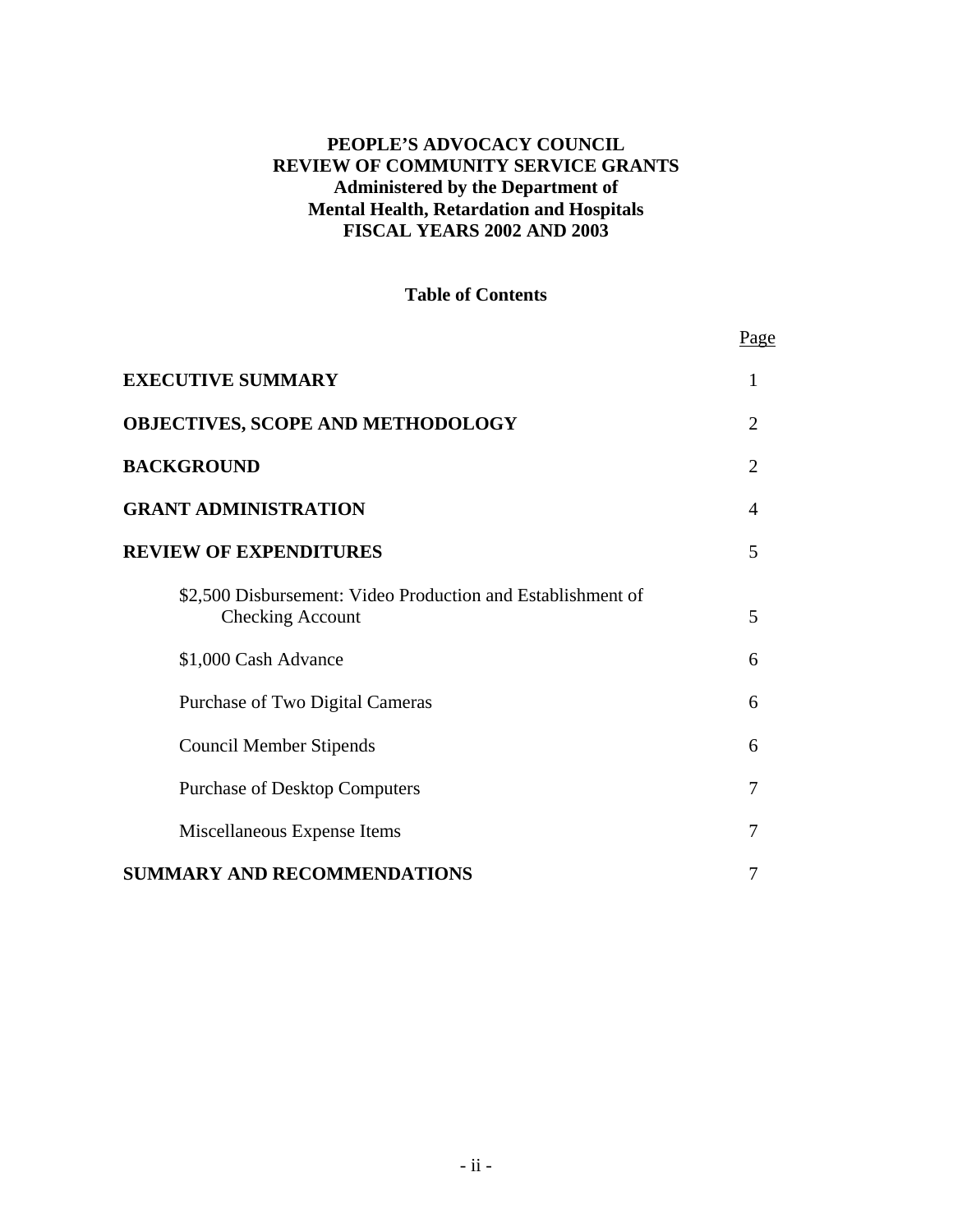**PEOPLE'S ADVOCACY COUNCIL**
**REVIEW OF COMMUNITY SERVICE GRANTS**
**Administered by the Department of**
**Mental Health, Retardation and Hospitals**
**FISCAL YEARS 2002 AND 2003**

## Table of Contents

| | Page |
|---|---|
| **EXECUTIVE SUMMARY** | 1 |
| **OBJECTIVES, SCOPE AND METHODOLOGY** | 2 |
| **BACKGROUND** | 2 |
| **GRANT ADMINISTRATION** | 4 |
| **REVIEW OF EXPENDITURES** | 5 |
| $2,500 Disbursement: Video Production and Establishment of Checking Account | 5 |
| $1,000 Cash Advance | 6 |
| Purchase of Two Digital Cameras | 6 |
| Council Member Stipends | 6 |
| Purchase of Desktop Computers | 7 |
| Miscellaneous Expense Items | 7 |
| **SUMMARY AND RECOMMENDATIONS** | 7 |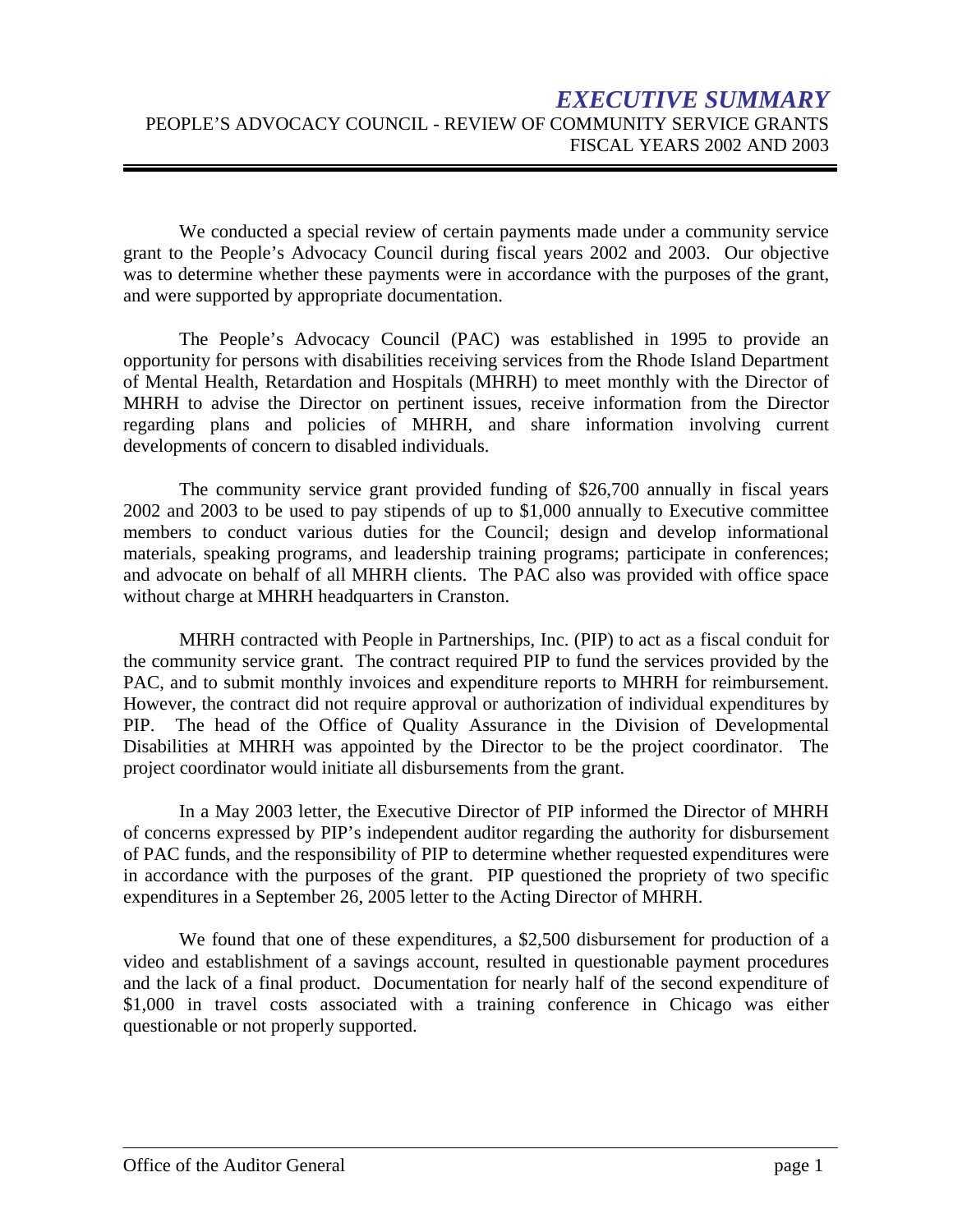# *EXECUTIVE SUMMARY*

PEOPLE'S ADVOCACY COUNCIL - REVIEW OF COMMUNITY SERVICE GRANTS
FISCAL YEARS 2002 AND 2003

We conducted a special review of certain payments made under a community service grant to the People's Advocacy Council during fiscal years 2002 and 2003. Our objective was to determine whether these payments were in accordance with the purposes of the grant, and were supported by appropriate documentation.

The People's Advocacy Council (PAC) was established in 1995 to provide an opportunity for persons with disabilities receiving services from the Rhode Island Department of Mental Health, Retardation and Hospitals (MHRH) to meet monthly with the Director of MHRH to advise the Director on pertinent issues, receive information from the Director regarding plans and policies of MHRH, and share information involving current developments of concern to disabled individuals.

The community service grant provided funding of $26,700 annually in fiscal years 2002 and 2003 to be used to pay stipends of up to $1,000 annually to Executive committee members to conduct various duties for the Council; design and develop informational materials, speaking programs, and leadership training programs; participate in conferences; and advocate on behalf of all MHRH clients. The PAC also was provided with office space without charge at MHRH headquarters in Cranston.

MHRH contracted with People in Partnerships, Inc. (PIP) to act as a fiscal conduit for the community service grant. The contract required PIP to fund the services provided by the PAC, and to submit monthly invoices and expenditure reports to MHRH for reimbursement. However, the contract did not require approval or authorization of individual expenditures by PIP. The head of the Office of Quality Assurance in the Division of Developmental Disabilities at MHRH was appointed by the Director to be the project coordinator. The project coordinator would initiate all disbursements from the grant.

In a May 2003 letter, the Executive Director of PIP informed the Director of MHRH of concerns expressed by PIP's independent auditor regarding the authority for disbursement of PAC funds, and the responsibility of PIP to determine whether requested expenditures were in accordance with the purposes of the grant. PIP questioned the propriety of two specific expenditures in a September 26, 2005 letter to the Acting Director of MHRH.

We found that one of these expenditures, a $2,500 disbursement for production of a video and establishment of a savings account, resulted in questionable payment procedures and the lack of a final product. Documentation for nearly half of the second expenditure of $1,000 in travel costs associated with a training conference in Chicago was either questionable or not properly supported.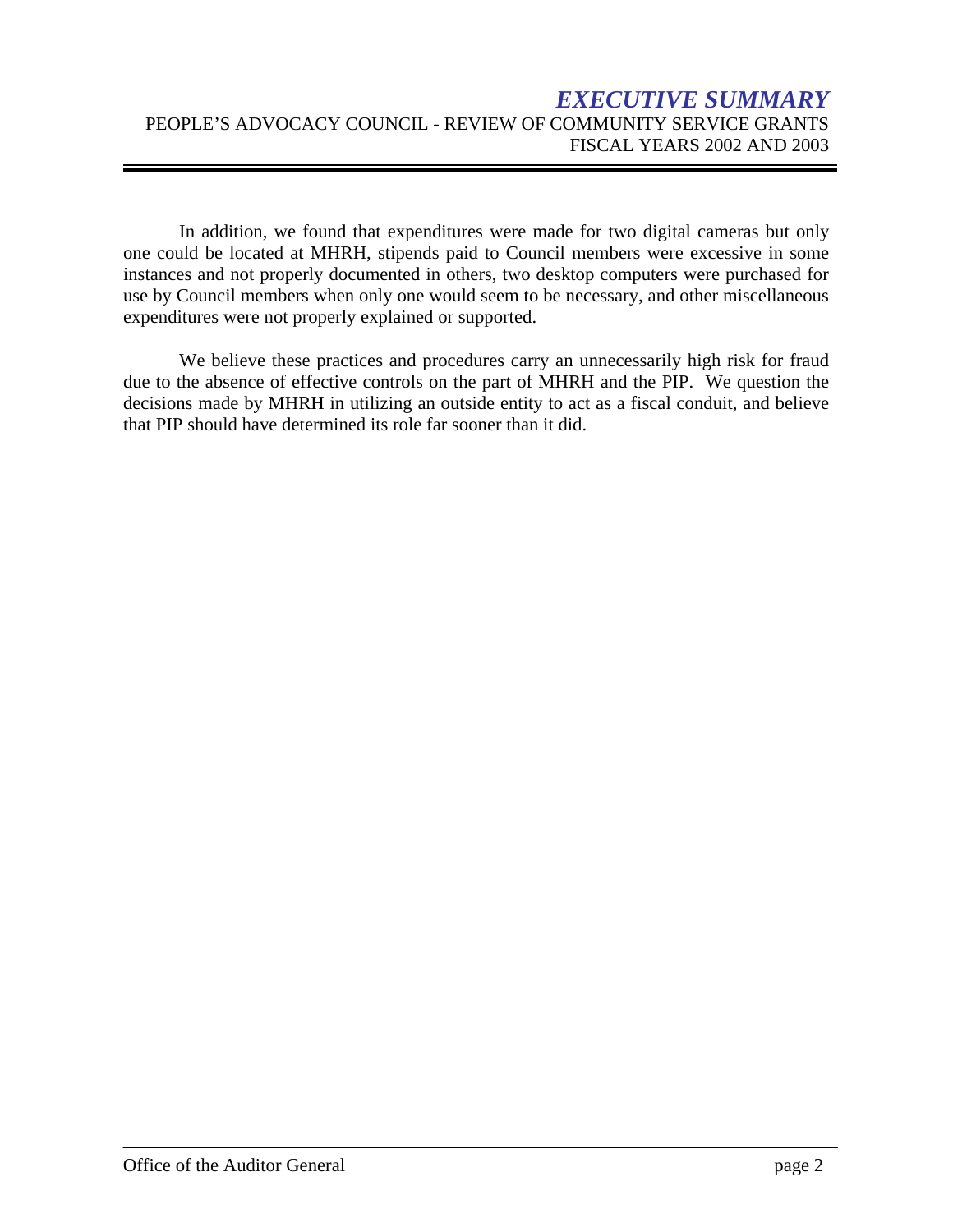In addition, we found that expenditures were made for two digital cameras but only one could be located at MHRH, stipends paid to Council members were excessive in some instances and not properly documented in others, two desktop computers were purchased for use by Council members when only one would seem to be necessary, and other miscellaneous expenditures were not properly explained or supported.

We believe these practices and procedures carry an unnecessarily high risk for fraud due to the absence of effective controls on the part of MHRH and the PIP. We question the decisions made by MHRH in utilizing an outside entity to act as a fiscal conduit, and believe that PIP should have determined its role far sooner than it did.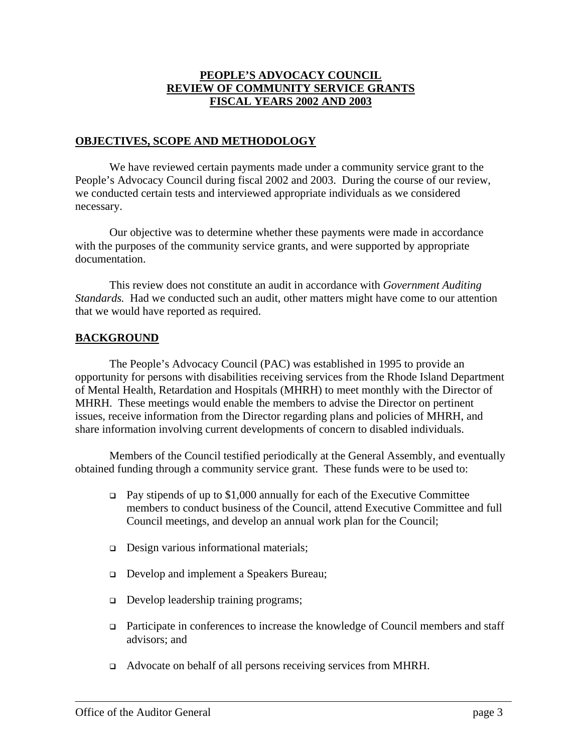# PEOPLE'S ADVOCACY COUNCIL
# REVIEW OF COMMUNITY SERVICE GRANTS
# FISCAL YEARS 2002 AND 2003

## OBJECTIVES, SCOPE AND METHODOLOGY

We have reviewed certain payments made under a community service grant to the People's Advocacy Council during fiscal 2002 and 2003. During the course of our review, we conducted certain tests and interviewed appropriate individuals as we considered necessary.

Our objective was to determine whether these payments were made in accordance with the purposes of the community service grants, and were supported by appropriate documentation.

This review does not constitute an audit in accordance with *Government Auditing Standards.* Had we conducted such an audit, other matters might have come to our attention that we would have reported as required.

## BACKGROUND

The People's Advocacy Council (PAC) was established in 1995 to provide an opportunity for persons with disabilities receiving services from the Rhode Island Department of Mental Health, Retardation and Hospitals (MHRH) to meet monthly with the Director of MHRH. These meetings would enable the members to advise the Director on pertinent issues, receive information from the Director regarding plans and policies of MHRH, and share information involving current developments of concern to disabled individuals.

Members of the Council testified periodically at the General Assembly, and eventually obtained funding through a community service grant. These funds were to be used to:

- Pay stipends of up to $1,000 annually for each of the Executive Committee members to conduct business of the Council, attend Executive Committee and full Council meetings, and develop an annual work plan for the Council;
- Design various informational materials;
- Develop and implement a Speakers Bureau;
- Develop leadership training programs;
- Participate in conferences to increase the knowledge of Council members and staff advisors; and
- Advocate on behalf of all persons receiving services from MHRH.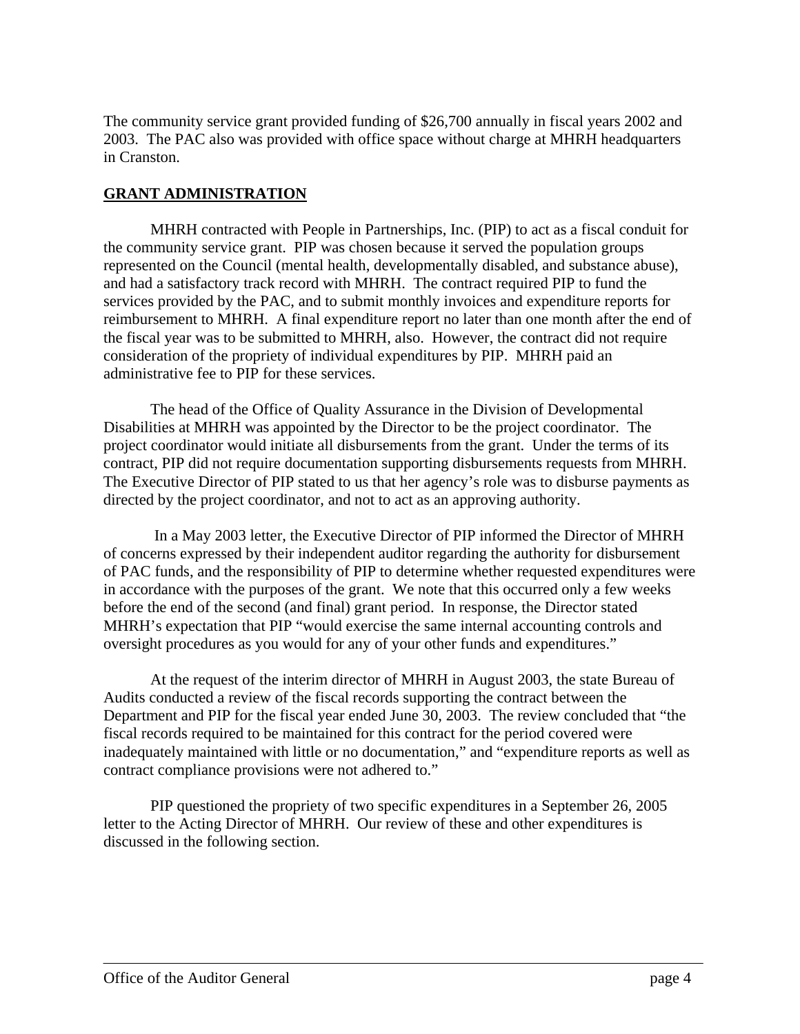The community service grant provided funding of $26,700 annually in fiscal years 2002 and 2003. The PAC also was provided with office space without charge at MHRH headquarters in Cranston.

## GRANT ADMINISTRATION

MHRH contracted with People in Partnerships, Inc. (PIP) to act as a fiscal conduit for the community service grant. PIP was chosen because it served the population groups represented on the Council (mental health, developmentally disabled, and substance abuse), and had a satisfactory track record with MHRH. The contract required PIP to fund the services provided by the PAC, and to submit monthly invoices and expenditure reports for reimbursement to MHRH. A final expenditure report no later than one month after the end of the fiscal year was to be submitted to MHRH, also. However, the contract did not require consideration of the propriety of individual expenditures by PIP. MHRH paid an administrative fee to PIP for these services.

The head of the Office of Quality Assurance in the Division of Developmental Disabilities at MHRH was appointed by the Director to be the project coordinator. The project coordinator would initiate all disbursements from the grant. Under the terms of its contract, PIP did not require documentation supporting disbursements requests from MHRH. The Executive Director of PIP stated to us that her agency's role was to disburse payments as directed by the project coordinator, and not to act as an approving authority.

In a May 2003 letter, the Executive Director of PIP informed the Director of MHRH of concerns expressed by their independent auditor regarding the authority for disbursement of PAC funds, and the responsibility of PIP to determine whether requested expenditures were in accordance with the purposes of the grant. We note that this occurred only a few weeks before the end of the second (and final) grant period. In response, the Director stated MHRH's expectation that PIP "would exercise the same internal accounting controls and oversight procedures as you would for any of your other funds and expenditures."

At the request of the interim director of MHRH in August 2003, the state Bureau of Audits conducted a review of the fiscal records supporting the contract between the Department and PIP for the fiscal year ended June 30, 2003. The review concluded that "the fiscal records required to be maintained for this contract for the period covered were inadequately maintained with little or no documentation," and "expenditure reports as well as contract compliance provisions were not adhered to."

PIP questioned the propriety of two specific expenditures in a September 26, 2005 letter to the Acting Director of MHRH. Our review of these and other expenditures is discussed in the following section.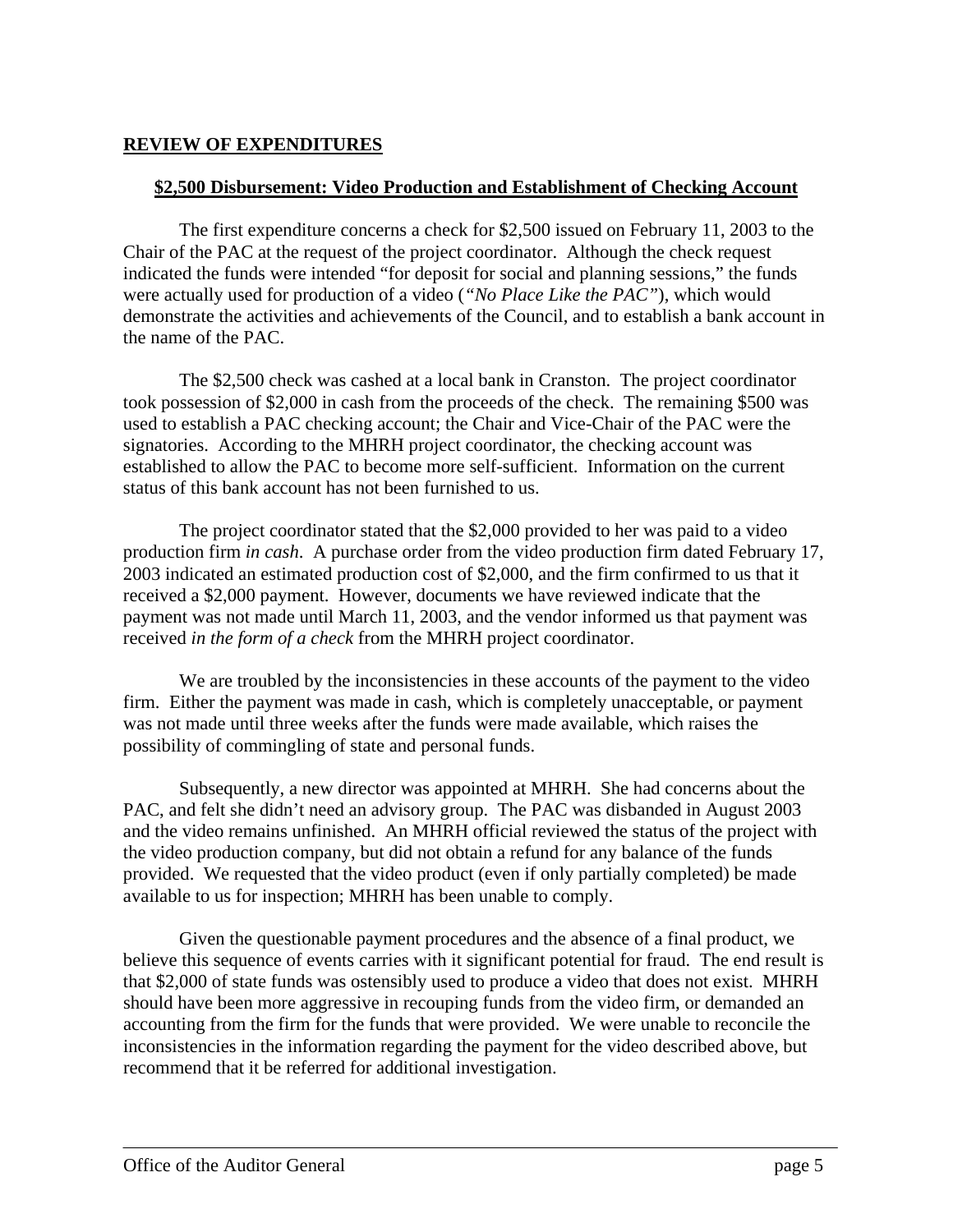## REVIEW OF EXPENDITURES

### $2,500 Disbursement: Video Production and Establishment of Checking Account

The first expenditure concerns a check for $2,500 issued on February 11, 2003 to the Chair of the PAC at the request of the project coordinator. Although the check request indicated the funds were intended "for deposit for social and planning sessions," the funds were actually used for production of a video (*"No Place Like the PAC"*), which would demonstrate the activities and achievements of the Council, and to establish a bank account in the name of the PAC.

The $2,500 check was cashed at a local bank in Cranston. The project coordinator took possession of $2,000 in cash from the proceeds of the check. The remaining $500 was used to establish a PAC checking account; the Chair and Vice-Chair of the PAC were the signatories. According to the MHRH project coordinator, the checking account was established to allow the PAC to become more self-sufficient. Information on the current status of this bank account has not been furnished to us.

The project coordinator stated that the $2,000 provided to her was paid to a video production firm *in cash*. A purchase order from the video production firm dated February 17, 2003 indicated an estimated production cost of $2,000, and the firm confirmed to us that it received a $2,000 payment. However, documents we have reviewed indicate that the payment was not made until March 11, 2003, and the vendor informed us that payment was received *in the form of a check* from the MHRH project coordinator.

We are troubled by the inconsistencies in these accounts of the payment to the video firm. Either the payment was made in cash, which is completely unacceptable, or payment was not made until three weeks after the funds were made available, which raises the possibility of commingling of state and personal funds.

Subsequently, a new director was appointed at MHRH. She had concerns about the PAC, and felt she didn't need an advisory group. The PAC was disbanded in August 2003 and the video remains unfinished. An MHRH official reviewed the status of the project with the video production company, but did not obtain a refund for any balance of the funds provided. We requested that the video product (even if only partially completed) be made available to us for inspection; MHRH has been unable to comply.

Given the questionable payment procedures and the absence of a final product, we believe this sequence of events carries with it significant potential for fraud. The end result is that $2,000 of state funds was ostensibly used to produce a video that does not exist. MHRH should have been more aggressive in recouping funds from the video firm, or demanded an accounting from the firm for the funds that were provided. We were unable to reconcile the inconsistencies in the information regarding the payment for the video described above, but recommend that it be referred for additional investigation.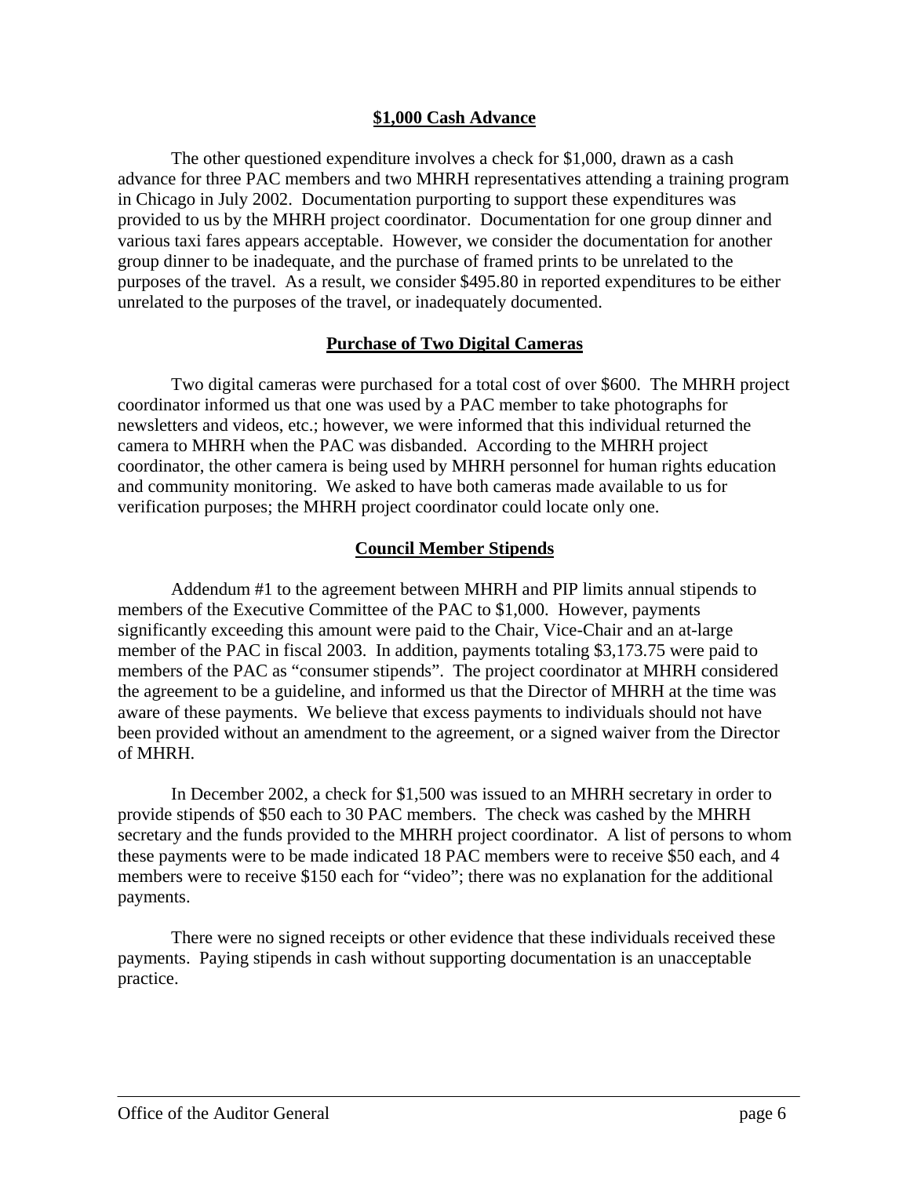### $1,000 Cash Advance

The other questioned expenditure involves a check for $1,000, drawn as a cash advance for three PAC members and two MHRH representatives attending a training program in Chicago in July 2002. Documentation purporting to support these expenditures was provided to us by the MHRH project coordinator. Documentation for one group dinner and various taxi fares appears acceptable. However, we consider the documentation for another group dinner to be inadequate, and the purchase of framed prints to be unrelated to the purposes of the travel. As a result, we consider $495.80 in reported expenditures to be either unrelated to the purposes of the travel, or inadequately documented.

### Purchase of Two Digital Cameras

Two digital cameras were purchased for a total cost of over $600. The MHRH project coordinator informed us that one was used by a PAC member to take photographs for newsletters and videos, etc.; however, we were informed that this individual returned the camera to MHRH when the PAC was disbanded. According to the MHRH project coordinator, the other camera is being used by MHRH personnel for human rights education and community monitoring. We asked to have both cameras made available to us for verification purposes; the MHRH project coordinator could locate only one.

### Council Member Stipends

Addendum #1 to the agreement between MHRH and PIP limits annual stipends to members of the Executive Committee of the PAC to $1,000. However, payments significantly exceeding this amount were paid to the Chair, Vice-Chair and an at-large member of the PAC in fiscal 2003. In addition, payments totaling $3,173.75 were paid to members of the PAC as "consumer stipends". The project coordinator at MHRH considered the agreement to be a guideline, and informed us that the Director of MHRH at the time was aware of these payments. We believe that excess payments to individuals should not have been provided without an amendment to the agreement, or a signed waiver from the Director of MHRH.

In December 2002, a check for $1,500 was issued to an MHRH secretary in order to provide stipends of $50 each to 30 PAC members. The check was cashed by the MHRH secretary and the funds provided to the MHRH project coordinator. A list of persons to whom these payments were to be made indicated 18 PAC members were to receive $50 each, and 4 members were to receive $150 each for "video"; there was no explanation for the additional payments.

There were no signed receipts or other evidence that these individuals received these payments. Paying stipends in cash without supporting documentation is an unacceptable practice.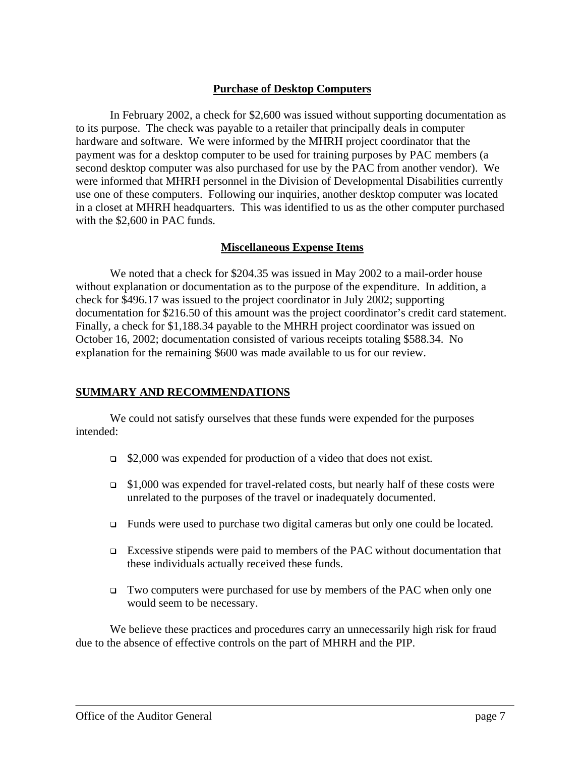### Purchase of Desktop Computers

In February 2002, a check for $2,600 was issued without supporting documentation as to its purpose. The check was payable to a retailer that principally deals in computer hardware and software. We were informed by the MHRH project coordinator that the payment was for a desktop computer to be used for training purposes by PAC members (a second desktop computer was also purchased for use by the PAC from another vendor). We were informed that MHRH personnel in the Division of Developmental Disabilities currently use one of these computers. Following our inquiries, another desktop computer was located in a closet at MHRH headquarters. This was identified to us as the other computer purchased with the $2,600 in PAC funds.

### Miscellaneous Expense Items

We noted that a check for $204.35 was issued in May 2002 to a mail-order house without explanation or documentation as to the purpose of the expenditure. In addition, a check for $496.17 was issued to the project coordinator in July 2002; supporting documentation for $216.50 of this amount was the project coordinator's credit card statement. Finally, a check for $1,188.34 payable to the MHRH project coordinator was issued on October 16, 2002; documentation consisted of various receipts totaling $588.34. No explanation for the remaining $600 was made available to us for our review.

## SUMMARY AND RECOMMENDATIONS

We could not satisfy ourselves that these funds were expended for the purposes intended:

- $2,000 was expended for production of a video that does not exist.
- $1,000 was expended for travel-related costs, but nearly half of these costs were unrelated to the purposes of the travel or inadequately documented.
- Funds were used to purchase two digital cameras but only one could be located.
- Excessive stipends were paid to members of the PAC without documentation that these individuals actually received these funds.
- Two computers were purchased for use by members of the PAC when only one would seem to be necessary.

We believe these practices and procedures carry an unnecessarily high risk for fraud due to the absence of effective controls on the part of MHRH and the PIP.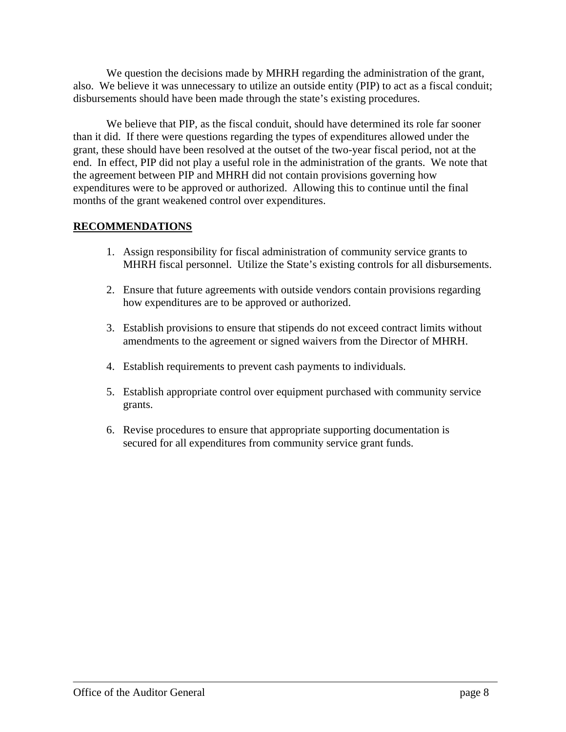We question the decisions made by MHRH regarding the administration of the grant, also. We believe it was unnecessary to utilize an outside entity (PIP) to act as a fiscal conduit; disbursements should have been made through the state's existing procedures.

We believe that PIP, as the fiscal conduit, should have determined its role far sooner than it did. If there were questions regarding the types of expenditures allowed under the grant, these should have been resolved at the outset of the two-year fiscal period, not at the end. In effect, PIP did not play a useful role in the administration of the grants. We note that the agreement between PIP and MHRH did not contain provisions governing how expenditures were to be approved or authorized. Allowing this to continue until the final months of the grant weakened control over expenditures.

## RECOMMENDATIONS

1. Assign responsibility for fiscal administration of community service grants to MHRH fiscal personnel. Utilize the State's existing controls for all disbursements.

2. Ensure that future agreements with outside vendors contain provisions regarding how expenditures are to be approved or authorized.

3. Establish provisions to ensure that stipends do not exceed contract limits without amendments to the agreement or signed waivers from the Director of MHRH.

4. Establish requirements to prevent cash payments to individuals.

5. Establish appropriate control over equipment purchased with community service grants.

6. Revise procedures to ensure that appropriate supporting documentation is secured for all expenditures from community service grant funds.